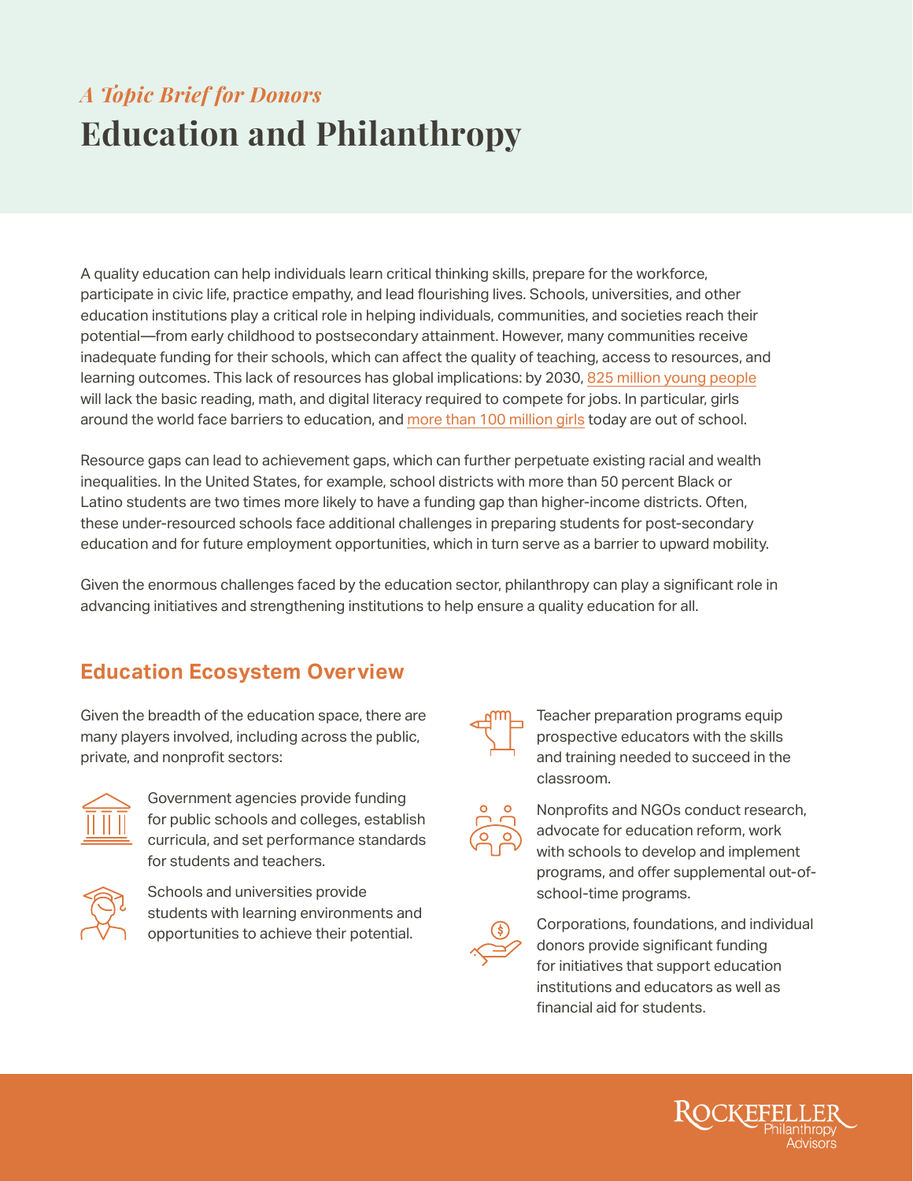*A Topic Brief for Donors*

# Education and Philanthropy

A quality education can help individuals learn critical thinking skills, prepare for the workforce, participate in civic life, practice empathy, and lead flourishing lives. Schools, universities, and other education institutions play a critical role in helping individuals, communities, and societies reach their potential—from early childhood to postsecondary attainment. However, many communities receive inadequate funding for their schools, which can affect the quality of teaching, access to resources, and learning outcomes. This lack of resources has global implications: by 2030, 825 million young people will lack the basic reading, math, and digital literacy required to compete for jobs. In particular, girls around the world face barriers to education, and more than 100 million girls today are out of school.

Resource gaps can lead to achievement gaps, which can further perpetuate existing racial and wealth inequalities. In the United States, for example, school districts with more than 50 percent Black or Latino students are two times more likely to have a funding gap than higher-income districts. Often, these under-resourced schools face additional challenges in preparing students for post-secondary education and for future employment opportunities, which in turn serve as a barrier to upward mobility.

Given the enormous challenges faced by the education sector, philanthropy can play a significant role in advancing initiatives and strengthening institutions to help ensure a quality education for all.

## Education Ecosystem Overview

Given the breadth of the education space, there are many players involved, including across the public, private, and nonprofit sectors:

- Government agencies provide funding for public schools and colleges, establish curricula, and set performance standards for students and teachers.
- Schools and universities provide students with learning environments and opportunities to achieve their potential.
- Teacher preparation programs equip prospective educators with the skills and training needed to succeed in the classroom.
- Nonprofits and NGOs conduct research, advocate for education reform, work with schools to develop and implement programs, and offer supplemental out-of-school-time programs.
- Corporations, foundations, and individual donors provide significant funding for initiatives that support education institutions and educators as well as financial aid for students.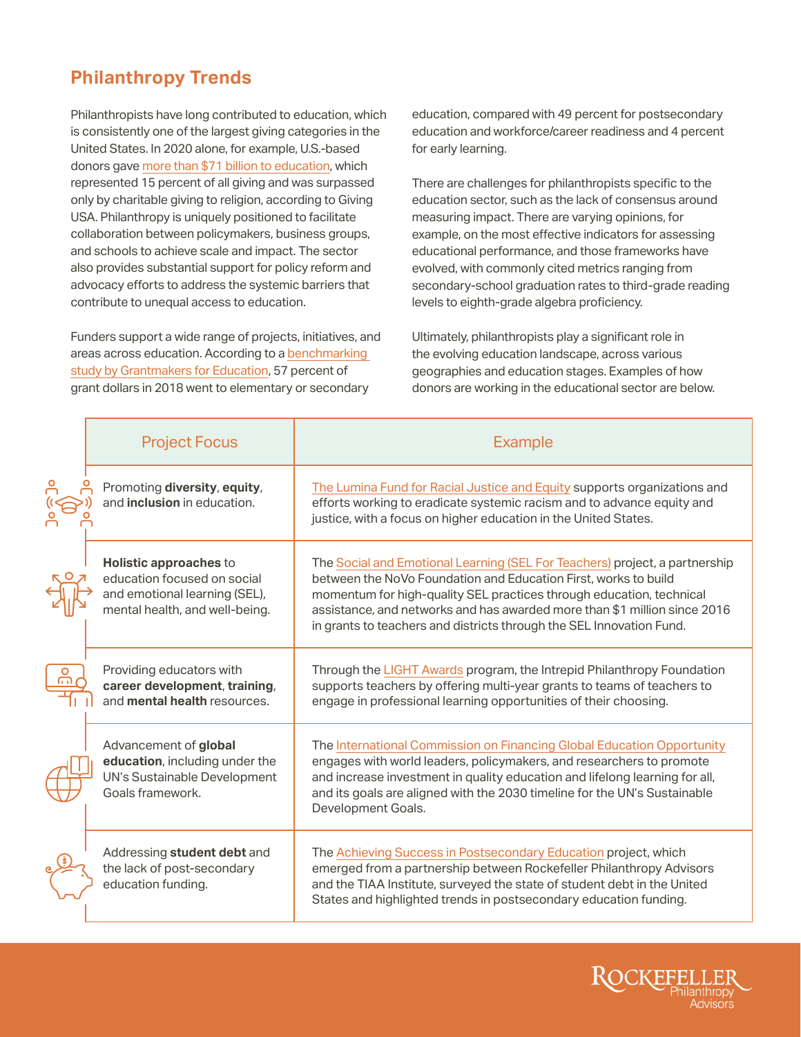## Philanthropy Trends

Philanthropists have long contributed to education, which is consistently one of the largest giving categories in the United States. In 2020 alone, for example, U.S.-based donors gave more than $71 billion to education, which represented 15 percent of all giving and was surpassed only by charitable giving to religion, according to Giving USA. Philanthropy is uniquely positioned to facilitate collaboration between policymakers, business groups, and schools to achieve scale and impact. The sector also provides substantial support for policy reform and advocacy efforts to address the systemic barriers that contribute to unequal access to education.

Funders support a wide range of projects, initiatives, and areas across education. According to a benchmarking study by Grantmakers for Education, 57 percent of grant dollars in 2018 went to elementary or secondary education, compared with 49 percent for postsecondary education and workforce/career readiness and 4 percent for early learning.

There are challenges for philanthropists specific to the education sector, such as the lack of consensus around measuring impact. There are varying opinions, for example, on the most effective indicators for assessing educational performance, and those frameworks have evolved, with commonly cited metrics ranging from secondary-school graduation rates to third-grade reading levels to eighth-grade algebra proficiency.

Ultimately, philanthropists play a significant role in the evolving education landscape, across various geographies and education stages. Examples of how donors are working in the educational sector are below.

| Project Focus | Example |
|---|---|
| Promoting **diversity**, **equity**, and **inclusion** in education. | The Lumina Fund for Racial Justice and Equity supports organizations and efforts working to eradicate systemic racism and to advance equity and justice, with a focus on higher education in the United States. |
| **Holistic approaches** to education focused on social and emotional learning (SEL), mental health, and well-being. | The Social and Emotional Learning (SEL For Teachers) project, a partnership between the NoVo Foundation and Education First, works to build momentum for high-quality SEL practices through education, technical assistance, and networks and has awarded more than $1 million since 2016 in grants to teachers and districts through the SEL Innovation Fund. |
| Providing educators with **career development**, **training**, and **mental health** resources. | Through the LIGHT Awards program, the Intrepid Philanthropy Foundation supports teachers by offering multi-year grants to teams of teachers to engage in professional learning opportunities of their choosing. |
| Advancement of **global education**, including under the UN's Sustainable Development Goals framework. | The International Commission on Financing Global Education Opportunity engages with world leaders, policymakers, and researchers to promote and increase investment in quality education and lifelong learning for all, and its goals are aligned with the 2030 timeline for the UN's Sustainable Development Goals. |
| Addressing **student debt** and the lack of post-secondary education funding. | The Achieving Success in Postsecondary Education project, which emerged from a partnership between Rockefeller Philanthropy Advisors and the TIAA Institute, surveyed the state of student debt in the United States and highlighted trends in postsecondary education funding. |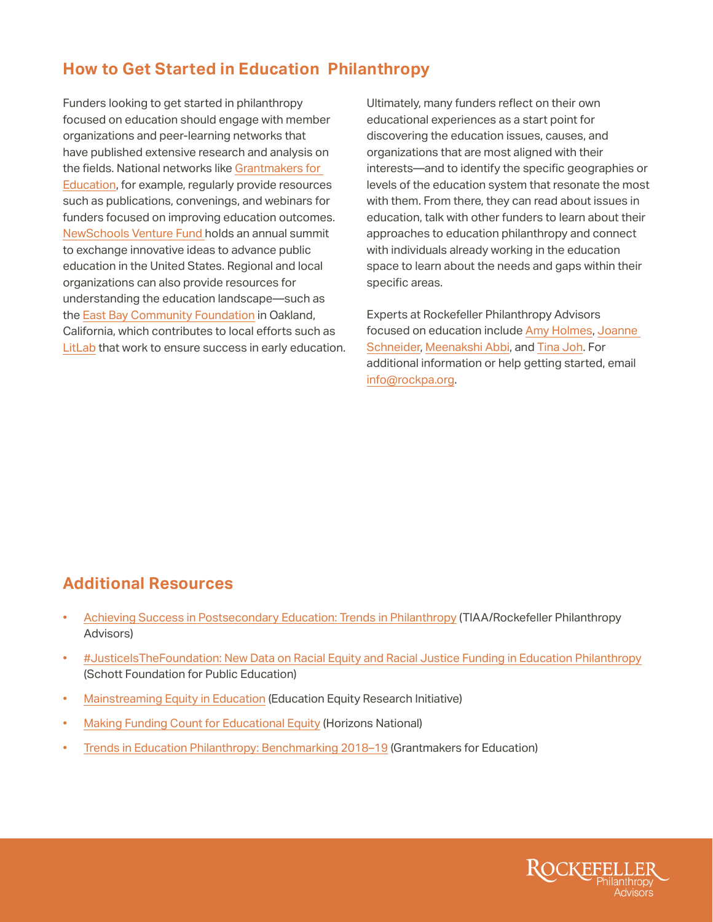## How to Get Started in Education  Philanthropy

Funders looking to get started in philanthropy focused on education should engage with member organizations and peer-learning networks that have published extensive research and analysis on the fields. National networks like Grantmakers for Education, for example, regularly provide resources such as publications, convenings, and webinars for funders focused on improving education outcomes. NewSchools Venture Fund holds an annual summit to exchange innovative ideas to advance public education in the United States. Regional and local organizations can also provide resources for understanding the education landscape—such as the East Bay Community Foundation in Oakland, California, which contributes to local efforts such as LitLab that work to ensure success in early education.

Ultimately, many funders reflect on their own educational experiences as a start point for discovering the education issues, causes, and organizations that are most aligned with their interests—and to identify the specific geographies or levels of the education system that resonate the most with them. From there, they can read about issues in education, talk with other funders to learn about their approaches to education philanthropy and connect with individuals already working in the education space to learn about the needs and gaps within their specific areas.

Experts at Rockefeller Philanthropy Advisors focused on education include Amy Holmes, Joanne Schneider, Meenakshi Abbi, and Tina Joh. For additional information or help getting started, email info@rockpa.org.

## Additional Resources

- Achieving Success in Postsecondary Education: Trends in Philanthropy (TIAA/Rockefeller Philanthropy Advisors)
- #JusticeIsTheFoundation: New Data on Racial Equity and Racial Justice Funding in Education Philanthropy (Schott Foundation for Public Education)
- Mainstreaming Equity in Education (Education Equity Research Initiative)
- Making Funding Count for Educational Equity (Horizons National)
- Trends in Education Philanthropy: Benchmarking 2018–19 (Grantmakers for Education)